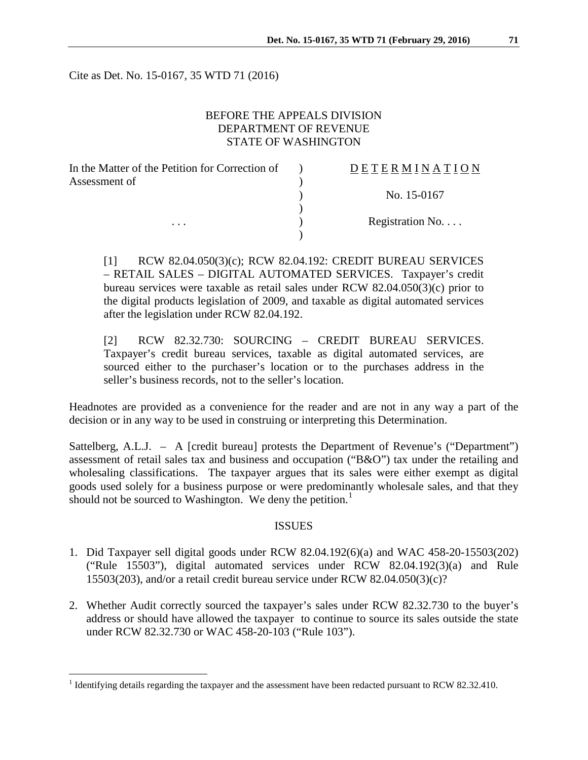Cite as Det. No. 15-0167, 35 WTD 71 (2016)

BEFORE THE APPEALS DIVISION
DEPARTMENT OF REVENUE
STATE OF WASHINGTON

| In the Matter of the Petition for Correction of Assessment of | ) | D E T E R M I N A T I O N |
|---|---|---|
| | ) | No. 15-0167 |
| . . . | ) | Registration No. . . . |

[1] RCW 82.04.050(3)(c); RCW 82.04.192: CREDIT BUREAU SERVICES – RETAIL SALES – DIGITAL AUTOMATED SERVICES. Taxpayer's credit bureau services were taxable as retail sales under RCW 82.04.050(3)(c) prior to the digital products legislation of 2009, and taxable as digital automated services after the legislation under RCW 82.04.192.

[2] RCW 82.32.730: SOURCING – CREDIT BUREAU SERVICES. Taxpayer's credit bureau services, taxable as digital automated services, are sourced either to the purchaser's location or to the purchases address in the seller's business records, not to the seller's location.

Headnotes are provided as a convenience for the reader and are not in any way a part of the decision or in any way to be used in construing or interpreting this Determination.

Sattelberg, A.L.J. – A [credit bureau] protests the Department of Revenue's ("Department") assessment of retail sales tax and business and occupation ("B&O") tax under the retailing and wholesaling classifications. The taxpayer argues that its sales were either exempt as digital goods used solely for a business purpose or were predominantly wholesale sales, and that they should not be sourced to Washington. We deny the petition.[1]

## ISSUES

1. Did Taxpayer sell digital goods under RCW 82.04.192(6)(a) and WAC 458-20-15503(202) ("Rule 15503"), digital automated services under RCW 82.04.192(3)(a) and Rule 15503(203), and/or a retail credit bureau service under RCW 82.04.050(3)(c)?

2. Whether Audit correctly sourced the taxpayer's sales under RCW 82.32.730 to the buyer's address or should have allowed the taxpayer to continue to source its sales outside the state under RCW 82.32.730 or WAC 458-20-103 ("Rule 103").

[1] Identifying details regarding the taxpayer and the assessment have been redacted pursuant to RCW 82.32.410.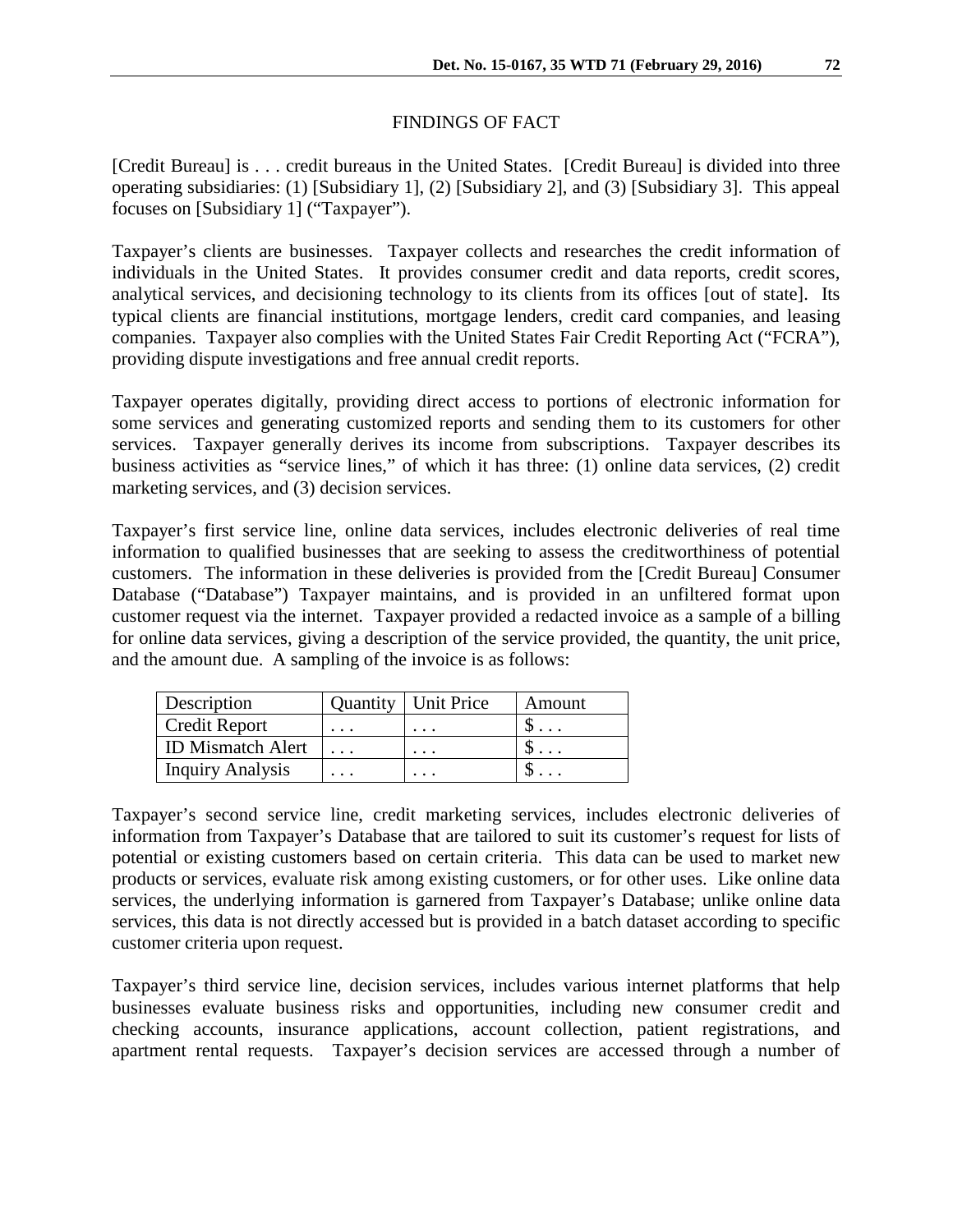## FINDINGS OF FACT

[Credit Bureau] is . . . credit bureaus in the United States. [Credit Bureau] is divided into three operating subsidiaries: (1) [Subsidiary 1], (2) [Subsidiary 2], and (3) [Subsidiary 3]. This appeal focuses on [Subsidiary 1] ("Taxpayer").

Taxpayer's clients are businesses. Taxpayer collects and researches the credit information of individuals in the United States. It provides consumer credit and data reports, credit scores, analytical services, and decisioning technology to its clients from its offices [out of state]. Its typical clients are financial institutions, mortgage lenders, credit card companies, and leasing companies. Taxpayer also complies with the United States Fair Credit Reporting Act ("FCRA"), providing dispute investigations and free annual credit reports.

Taxpayer operates digitally, providing direct access to portions of electronic information for some services and generating customized reports and sending them to its customers for other services. Taxpayer generally derives its income from subscriptions. Taxpayer describes its business activities as "service lines," of which it has three: (1) online data services, (2) credit marketing services, and (3) decision services.

Taxpayer's first service line, online data services, includes electronic deliveries of real time information to qualified businesses that are seeking to assess the creditworthiness of potential customers. The information in these deliveries is provided from the [Credit Bureau] Consumer Database ("Database") Taxpayer maintains, and is provided in an unfiltered format upon customer request via the internet. Taxpayer provided a redacted invoice as a sample of a billing for online data services, giving a description of the service provided, the quantity, the unit price, and the amount due. A sampling of the invoice is as follows:

| Description | Quantity | Unit Price | Amount |
|---|---|---|---|
| Credit Report | . . . | . . . | $ . . . |
| ID Mismatch Alert | . . . | . . . | $ . . . |
| Inquiry Analysis | . . . | . . . | $ . . . |

Taxpayer's second service line, credit marketing services, includes electronic deliveries of information from Taxpayer's Database that are tailored to suit its customer's request for lists of potential or existing customers based on certain criteria. This data can be used to market new products or services, evaluate risk among existing customers, or for other uses. Like online data services, the underlying information is garnered from Taxpayer's Database; unlike online data services, this data is not directly accessed but is provided in a batch dataset according to specific customer criteria upon request.

Taxpayer's third service line, decision services, includes various internet platforms that help businesses evaluate business risks and opportunities, including new consumer credit and checking accounts, insurance applications, account collection, patient registrations, and apartment rental requests. Taxpayer's decision services are accessed through a number of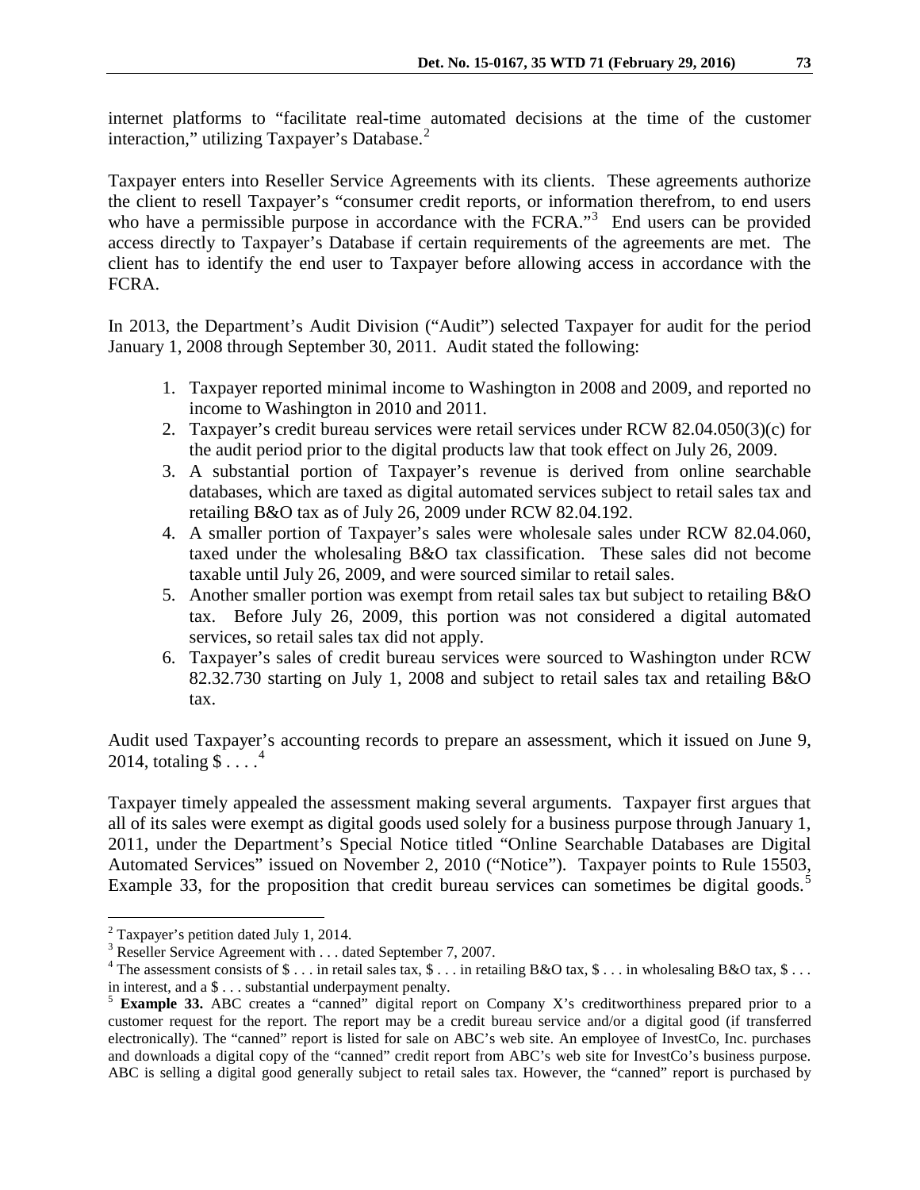internet platforms to "facilitate real-time automated decisions at the time of the customer interaction," utilizing Taxpayer's Database.[2]

Taxpayer enters into Reseller Service Agreements with its clients. These agreements authorize the client to resell Taxpayer's "consumer credit reports, or information therefrom, to end users who have a permissible purpose in accordance with the FCRA."[3] End users can be provided access directly to Taxpayer's Database if certain requirements of the agreements are met. The client has to identify the end user to Taxpayer before allowing access in accordance with the FCRA.

In 2013, the Department's Audit Division ("Audit") selected Taxpayer for audit for the period January 1, 2008 through September 30, 2011. Audit stated the following:

1. Taxpayer reported minimal income to Washington in 2008 and 2009, and reported no income to Washington in 2010 and 2011.
2. Taxpayer's credit bureau services were retail services under RCW 82.04.050(3)(c) for the audit period prior to the digital products law that took effect on July 26, 2009.
3. A substantial portion of Taxpayer's revenue is derived from online searchable databases, which are taxed as digital automated services subject to retail sales tax and retailing B&O tax as of July 26, 2009 under RCW 82.04.192.
4. A smaller portion of Taxpayer's sales were wholesale sales under RCW 82.04.060, taxed under the wholesaling B&O tax classification. These sales did not become taxable until July 26, 2009, and were sourced similar to retail sales.
5. Another smaller portion was exempt from retail sales tax but subject to retailing B&O tax. Before July 26, 2009, this portion was not considered a digital automated services, so retail sales tax did not apply.
6. Taxpayer's sales of credit bureau services were sourced to Washington under RCW 82.32.730 starting on July 1, 2008 and subject to retail sales tax and retailing B&O tax.

Audit used Taxpayer's accounting records to prepare an assessment, which it issued on June 9, 2014, totaling $ . . . .[4]

Taxpayer timely appealed the assessment making several arguments. Taxpayer first argues that all of its sales were exempt as digital goods used solely for a business purpose through January 1, 2011, under the Department's Special Notice titled "Online Searchable Databases are Digital Automated Services" issued on November 2, 2010 ("Notice"). Taxpayer points to Rule 15503, Example 33, for the proposition that credit bureau services can sometimes be digital goods.[5]

---

[2] Taxpayer's petition dated July 1, 2014.

[3] Reseller Service Agreement with . . . dated September 7, 2007.

[4] The assessment consists of $ . . . in retail sales tax, $ . . . in retailing B&O tax, $ . . . in wholesaling B&O tax, $ . . . in interest, and a $ . . . substantial underpayment penalty.

[5] **Example 33.** ABC creates a "canned" digital report on Company X's creditworthiness prepared prior to a customer request for the report. The report may be a credit bureau service and/or a digital good (if transferred electronically). The "canned" report is listed for sale on ABC's web site. An employee of InvestCo, Inc. purchases and downloads a digital copy of the "canned" credit report from ABC's web site for InvestCo's business purpose. ABC is selling a digital good generally subject to retail sales tax. However, the "canned" report is purchased by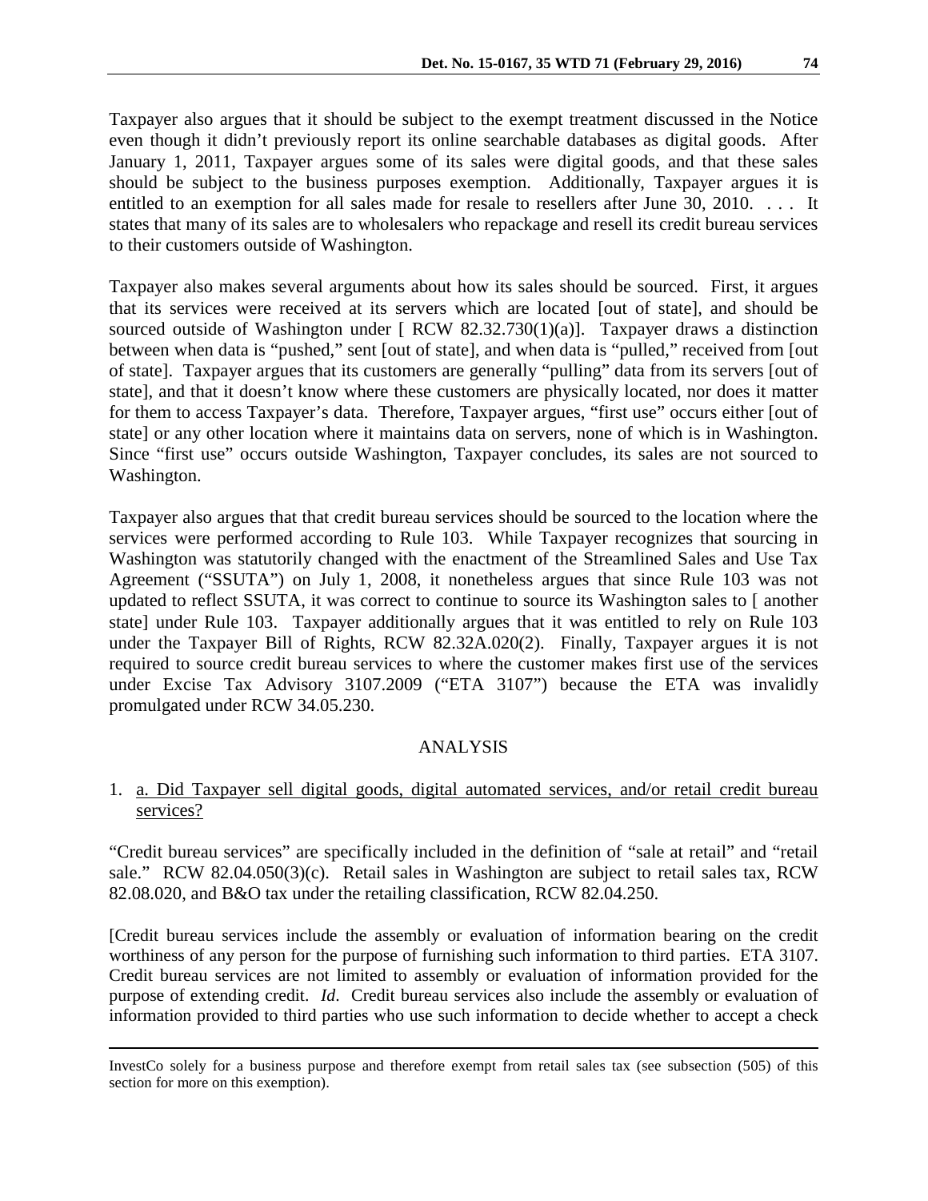Taxpayer also argues that it should be subject to the exempt treatment discussed in the Notice even though it didn't previously report its online searchable databases as digital goods. After January 1, 2011, Taxpayer argues some of its sales were digital goods, and that these sales should be subject to the business purposes exemption. Additionally, Taxpayer argues it is entitled to an exemption for all sales made for resale to resellers after June 30, 2010. . . . It states that many of its sales are to wholesalers who repackage and resell its credit bureau services to their customers outside of Washington.

Taxpayer also makes several arguments about how its sales should be sourced. First, it argues that its services were received at its servers which are located [out of state], and should be sourced outside of Washington under [ RCW 82.32.730(1)(a)]. Taxpayer draws a distinction between when data is "pushed," sent [out of state], and when data is "pulled," received from [out of state]. Taxpayer argues that its customers are generally "pulling" data from its servers [out of state], and that it doesn't know where these customers are physically located, nor does it matter for them to access Taxpayer's data. Therefore, Taxpayer argues, "first use" occurs either [out of state] or any other location where it maintains data on servers, none of which is in Washington. Since "first use" occurs outside Washington, Taxpayer concludes, its sales are not sourced to Washington.

Taxpayer also argues that that credit bureau services should be sourced to the location where the services were performed according to Rule 103. While Taxpayer recognizes that sourcing in Washington was statutorily changed with the enactment of the Streamlined Sales and Use Tax Agreement ("SSUTA") on July 1, 2008, it nonetheless argues that since Rule 103 was not updated to reflect SSUTA, it was correct to continue to source its Washington sales to [ another state] under Rule 103. Taxpayer additionally argues that it was entitled to rely on Rule 103 under the Taxpayer Bill of Rights, RCW 82.32A.020(2). Finally, Taxpayer argues it is not required to source credit bureau services to where the customer makes first use of the services under Excise Tax Advisory 3107.2009 ("ETA 3107") because the ETA was invalidly promulgated under RCW 34.05.230.

## ANALYSIS

1. a. Did Taxpayer sell digital goods, digital automated services, and/or retail credit bureau services?

"Credit bureau services" are specifically included in the definition of "sale at retail" and "retail sale." RCW 82.04.050(3)(c). Retail sales in Washington are subject to retail sales tax, RCW 82.08.020, and B&O tax under the retailing classification, RCW 82.04.250.

[Credit bureau services include the assembly or evaluation of information bearing on the credit worthiness of any person for the purpose of furnishing such information to third parties. ETA 3107. Credit bureau services are not limited to assembly or evaluation of information provided for the purpose of extending credit. *Id*. Credit bureau services also include the assembly or evaluation of information provided to third parties who use such information to decide whether to accept a check

---

InvestCo solely for a business purpose and therefore exempt from retail sales tax (see subsection (505) of this section for more on this exemption).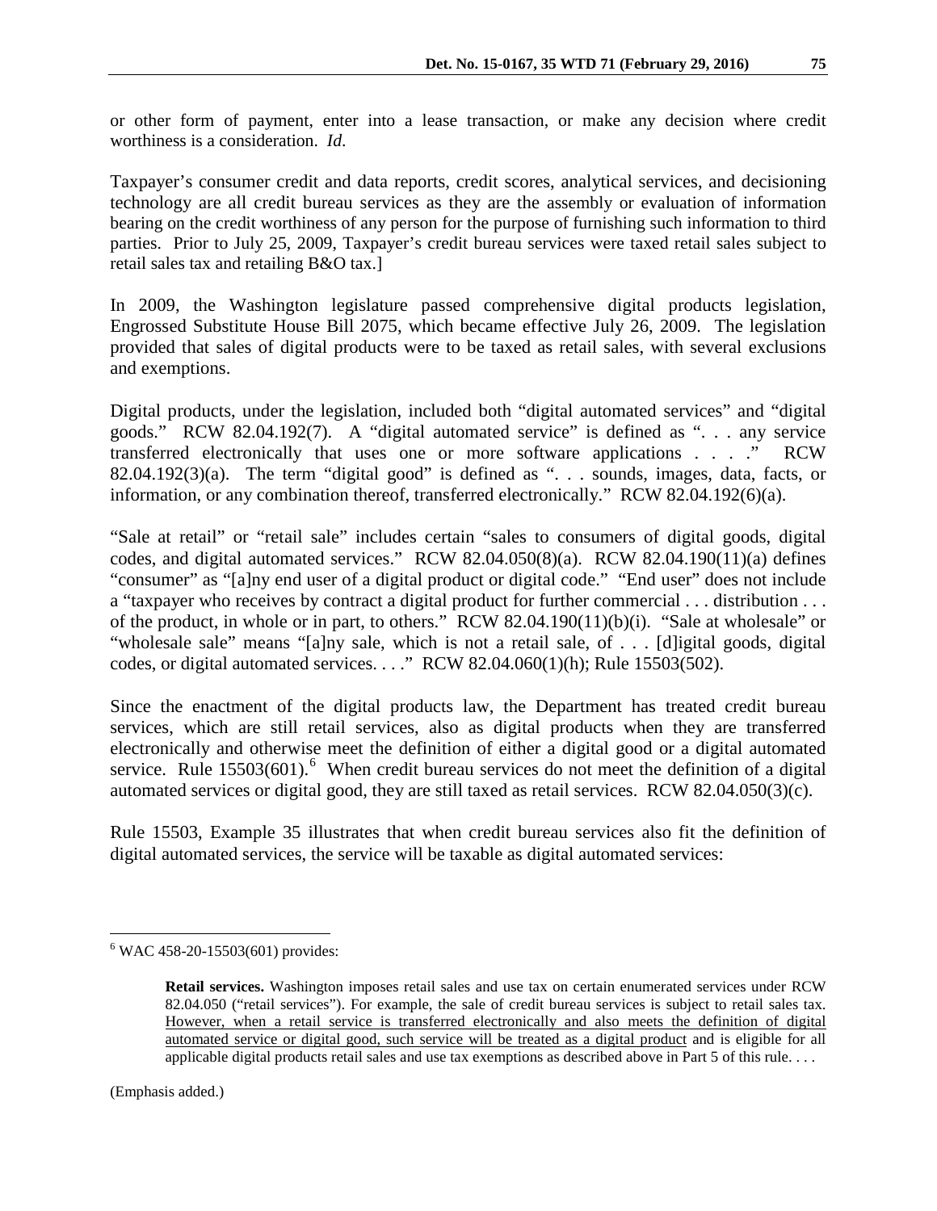or other form of payment, enter into a lease transaction, or make any decision where credit worthiness is a consideration. *Id.*

Taxpayer's consumer credit and data reports, credit scores, analytical services, and decisioning technology are all credit bureau services as they are the assembly or evaluation of information bearing on the credit worthiness of any person for the purpose of furnishing such information to third parties. Prior to July 25, 2009, Taxpayer's credit bureau services were taxed retail sales subject to retail sales tax and retailing B&O tax.]

In 2009, the Washington legislature passed comprehensive digital products legislation, Engrossed Substitute House Bill 2075, which became effective July 26, 2009. The legislation provided that sales of digital products were to be taxed as retail sales, with several exclusions and exemptions.

Digital products, under the legislation, included both "digital automated services" and "digital goods." RCW 82.04.192(7). A "digital automated service" is defined as ". . . any service transferred electronically that uses one or more software applications . . . ." RCW 82.04.192(3)(a). The term "digital good" is defined as ". . . sounds, images, data, facts, or information, or any combination thereof, transferred electronically." RCW 82.04.192(6)(a).

"Sale at retail" or "retail sale" includes certain "sales to consumers of digital goods, digital codes, and digital automated services." RCW 82.04.050(8)(a). RCW 82.04.190(11)(a) defines "consumer" as "[a]ny end user of a digital product or digital code." "End user" does not include a "taxpayer who receives by contract a digital product for further commercial . . . distribution . . . of the product, in whole or in part, to others." RCW 82.04.190(11)(b)(i). "Sale at wholesale" or "wholesale sale" means "[a]ny sale, which is not a retail sale, of . . . [d]igital goods, digital codes, or digital automated services. . . ." RCW 82.04.060(1)(h); Rule 15503(502).

Since the enactment of the digital products law, the Department has treated credit bureau services, which are still retail services, also as digital products when they are transferred electronically and otherwise meet the definition of either a digital good or a digital automated service. Rule 15503(601).[6] When credit bureau services do not meet the definition of a digital automated services or digital good, they are still taxed as retail services. RCW 82.04.050(3)(c).

Rule 15503, Example 35 illustrates that when credit bureau services also fit the definition of digital automated services, the service will be taxable as digital automated services:

---

[6] WAC 458-20-15503(601) provides:

> **Retail services.** Washington imposes retail sales and use tax on certain enumerated services under RCW 82.04.050 ("retail services"). For example, the sale of credit bureau services is subject to retail sales tax. <u>However, when a retail service is transferred electronically and also meets the definition of digital automated service or digital good, such service will be treated as a digital product</u> and is eligible for all applicable digital products retail sales and use tax exemptions as described above in Part 5 of this rule. . . .

(Emphasis added.)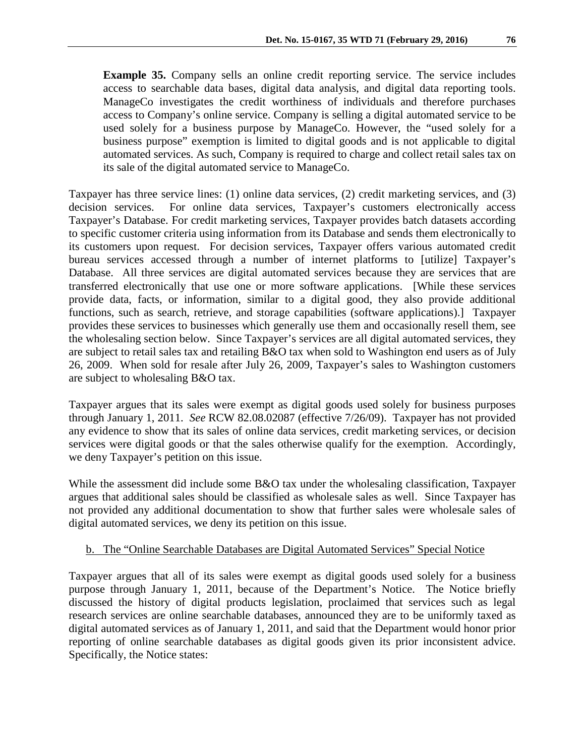> **Example 35.** Company sells an online credit reporting service. The service includes access to searchable data bases, digital data analysis, and digital data reporting tools. ManageCo investigates the credit worthiness of individuals and therefore purchases access to Company's online service. Company is selling a digital automated service to be used solely for a business purpose by ManageCo. However, the "used solely for a business purpose" exemption is limited to digital goods and is not applicable to digital automated services. As such, Company is required to charge and collect retail sales tax on its sale of the digital automated service to ManageCo.

Taxpayer has three service lines: (1) online data services, (2) credit marketing services, and (3) decision services. For online data services, Taxpayer's customers electronically access Taxpayer's Database. For credit marketing services, Taxpayer provides batch datasets according to specific customer criteria using information from its Database and sends them electronically to its customers upon request. For decision services, Taxpayer offers various automated credit bureau services accessed through a number of internet platforms to [utilize] Taxpayer's Database. All three services are digital automated services because they are services that are transferred electronically that use one or more software applications. [While these services provide data, facts, or information, similar to a digital good, they also provide additional functions, such as search, retrieve, and storage capabilities (software applications).] Taxpayer provides these services to businesses which generally use them and occasionally resell them, see the wholesaling section below. Since Taxpayer's services are all digital automated services, they are subject to retail sales tax and retailing B&O tax when sold to Washington end users as of July 26, 2009. When sold for resale after July 26, 2009, Taxpayer's sales to Washington customers are subject to wholesaling B&O tax.

Taxpayer argues that its sales were exempt as digital goods used solely for business purposes through January 1, 2011. *See* RCW 82.08.02087 (effective 7/26/09). Taxpayer has not provided any evidence to show that its sales of online data services, credit marketing services, or decision services were digital goods or that the sales otherwise qualify for the exemption. Accordingly, we deny Taxpayer's petition on this issue.

While the assessment did include some B&O tax under the wholesaling classification, Taxpayer argues that additional sales should be classified as wholesale sales as well. Since Taxpayer has not provided any additional documentation to show that further sales were wholesale sales of digital automated services, we deny its petition on this issue.

b. <u>The "Online Searchable Databases are Digital Automated Services" Special Notice</u>

Taxpayer argues that all of its sales were exempt as digital goods used solely for a business purpose through January 1, 2011, because of the Department's Notice. The Notice briefly discussed the history of digital products legislation, proclaimed that services such as legal research services are online searchable databases, announced they are to be uniformly taxed as digital automated services as of January 1, 2011, and said that the Department would honor prior reporting of online searchable databases as digital goods given its prior inconsistent advice. Specifically, the Notice states: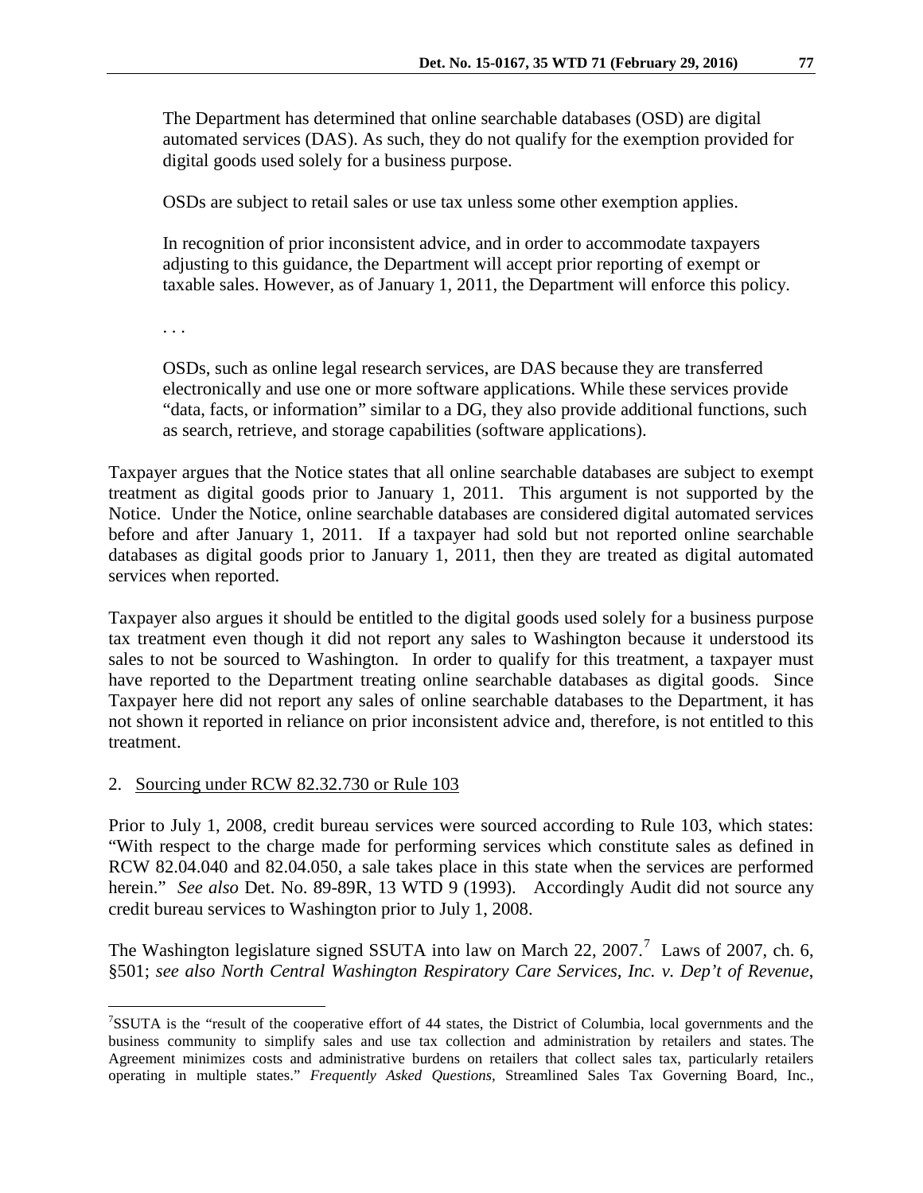> The Department has determined that online searchable databases (OSD) are digital automated services (DAS). As such, they do not qualify for the exemption provided for digital goods used solely for a business purpose.
>
> OSDs are subject to retail sales or use tax unless some other exemption applies.
>
> In recognition of prior inconsistent advice, and in order to accommodate taxpayers adjusting to this guidance, the Department will accept prior reporting of exempt or taxable sales. However, as of January 1, 2011, the Department will enforce this policy.
>
> . . .
>
> OSDs, such as online legal research services, are DAS because they are transferred electronically and use one or more software applications. While these services provide "data, facts, or information" similar to a DG, they also provide additional functions, such as search, retrieve, and storage capabilities (software applications).

Taxpayer argues that the Notice states that all online searchable databases are subject to exempt treatment as digital goods prior to January 1, 2011. This argument is not supported by the Notice. Under the Notice, online searchable databases are considered digital automated services before and after January 1, 2011. If a taxpayer had sold but not reported online searchable databases as digital goods prior to January 1, 2011, then they are treated as digital automated services when reported.

Taxpayer also argues it should be entitled to the digital goods used solely for a business purpose tax treatment even though it did not report any sales to Washington because it understood its sales to not be sourced to Washington. In order to qualify for this treatment, a taxpayer must have reported to the Department treating online searchable databases as digital goods. Since Taxpayer here did not report any sales of online searchable databases to the Department, it has not shown it reported in reliance on prior inconsistent advice and, therefore, is not entitled to this treatment.

2. <u>Sourcing under RCW 82.32.730 or Rule 103</u>

Prior to July 1, 2008, credit bureau services were sourced according to Rule 103, which states: "With respect to the charge made for performing services which constitute sales as defined in RCW 82.04.040 and 82.04.050, a sale takes place in this state when the services are performed herein." *See also* Det. No. 89-89R, 13 WTD 9 (1993). Accordingly Audit did not source any credit bureau services to Washington prior to July 1, 2008.

The Washington legislature signed SSUTA into law on March 22, 2007.[7] Laws of 2007, ch. 6, §501; *see also North Central Washington Respiratory Care Services, Inc. v. Dep't of Revenue*,

[7] SSUTA is the "result of the cooperative effort of 44 states, the District of Columbia, local governments and the business community to simplify sales and use tax collection and administration by retailers and states. The Agreement minimizes costs and administrative burdens on retailers that collect sales tax, particularly retailers operating in multiple states." *Frequently Asked Questions*, Streamlined Sales Tax Governing Board, Inc.,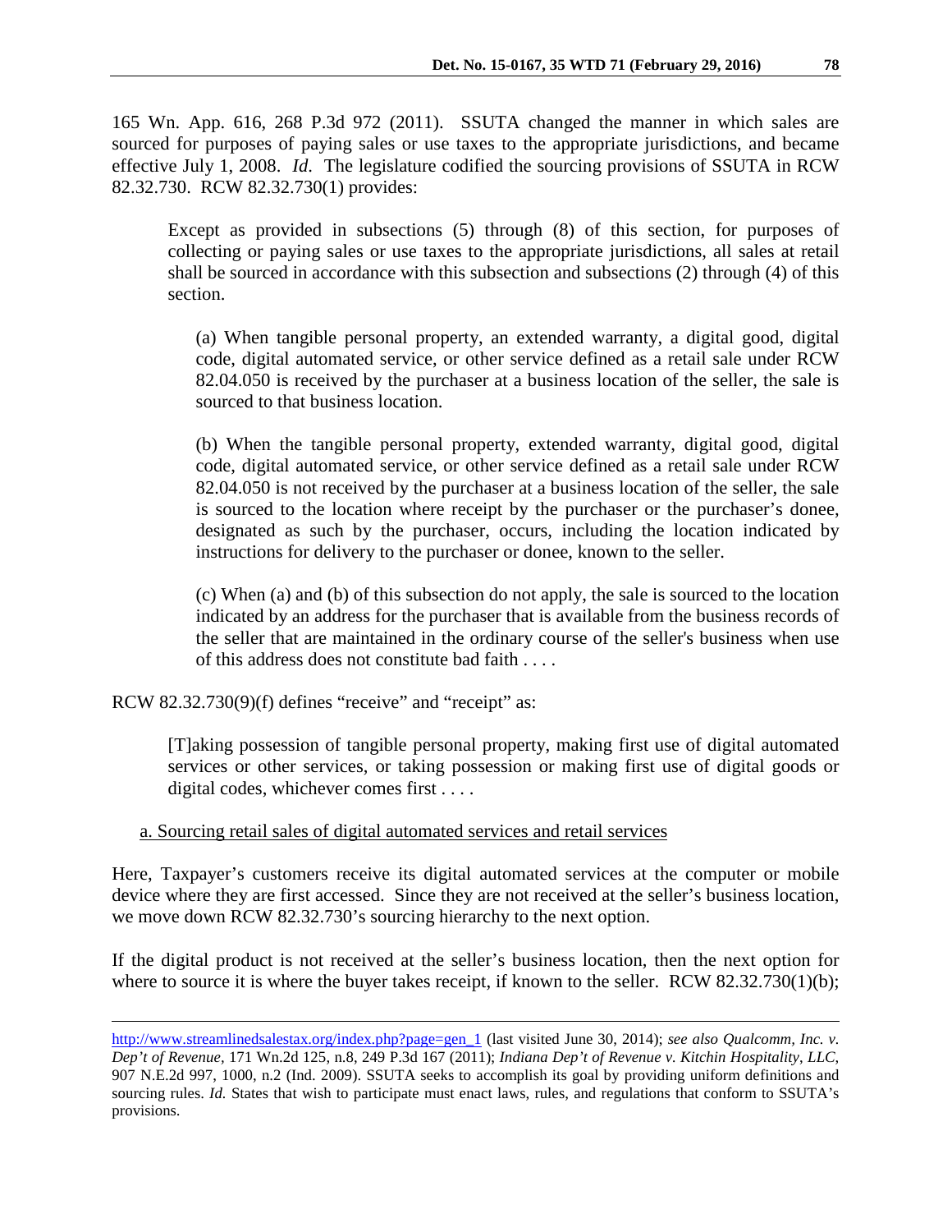165 Wn. App. 616, 268 P.3d 972 (2011). SSUTA changed the manner in which sales are sourced for purposes of paying sales or use taxes to the appropriate jurisdictions, and became effective July 1, 2008. *Id.* The legislature codified the sourcing provisions of SSUTA in RCW 82.32.730. RCW 82.32.730(1) provides:

> Except as provided in subsections (5) through (8) of this section, for purposes of collecting or paying sales or use taxes to the appropriate jurisdictions, all sales at retail shall be sourced in accordance with this subsection and subsections (2) through (4) of this section.
>
> (a) When tangible personal property, an extended warranty, a digital good, digital code, digital automated service, or other service defined as a retail sale under RCW 82.04.050 is received by the purchaser at a business location of the seller, the sale is sourced to that business location.
>
> (b) When the tangible personal property, extended warranty, digital good, digital code, digital automated service, or other service defined as a retail sale under RCW 82.04.050 is not received by the purchaser at a business location of the seller, the sale is sourced to the location where receipt by the purchaser or the purchaser's donee, designated as such by the purchaser, occurs, including the location indicated by instructions for delivery to the purchaser or donee, known to the seller.
>
> (c) When (a) and (b) of this subsection do not apply, the sale is sourced to the location indicated by an address for the purchaser that is available from the business records of the seller that are maintained in the ordinary course of the seller's business when use of this address does not constitute bad faith . . . .

RCW 82.32.730(9)(f) defines "receive" and "receipt" as:

> [T]aking possession of tangible personal property, making first use of digital automated services or other services, or taking possession or making first use of digital goods or digital codes, whichever comes first . . . .

<u>a. Sourcing retail sales of digital automated services and retail services</u>

Here, Taxpayer's customers receive its digital automated services at the computer or mobile device where they are first accessed. Since they are not received at the seller's business location, we move down RCW 82.32.730's sourcing hierarchy to the next option.

If the digital product is not received at the seller's business location, then the next option for where to source it is where the buyer takes receipt, if known to the seller. RCW 82.32.730(1)(b);

---

http://www.streamlinedsalestax.org/index.php?page=gen_1 (last visited June 30, 2014); *see also Qualcomm, Inc. v. Dep't of Revenue*, 171 Wn.2d 125, n.8, 249 P.3d 167 (2011); *Indiana Dep't of Revenue v. Kitchin Hospitality, LLC*, 907 N.E.2d 997, 1000, n.2 (Ind. 2009). SSUTA seeks to accomplish its goal by providing uniform definitions and sourcing rules. *Id.* States that wish to participate must enact laws, rules, and regulations that conform to SSUTA's provisions.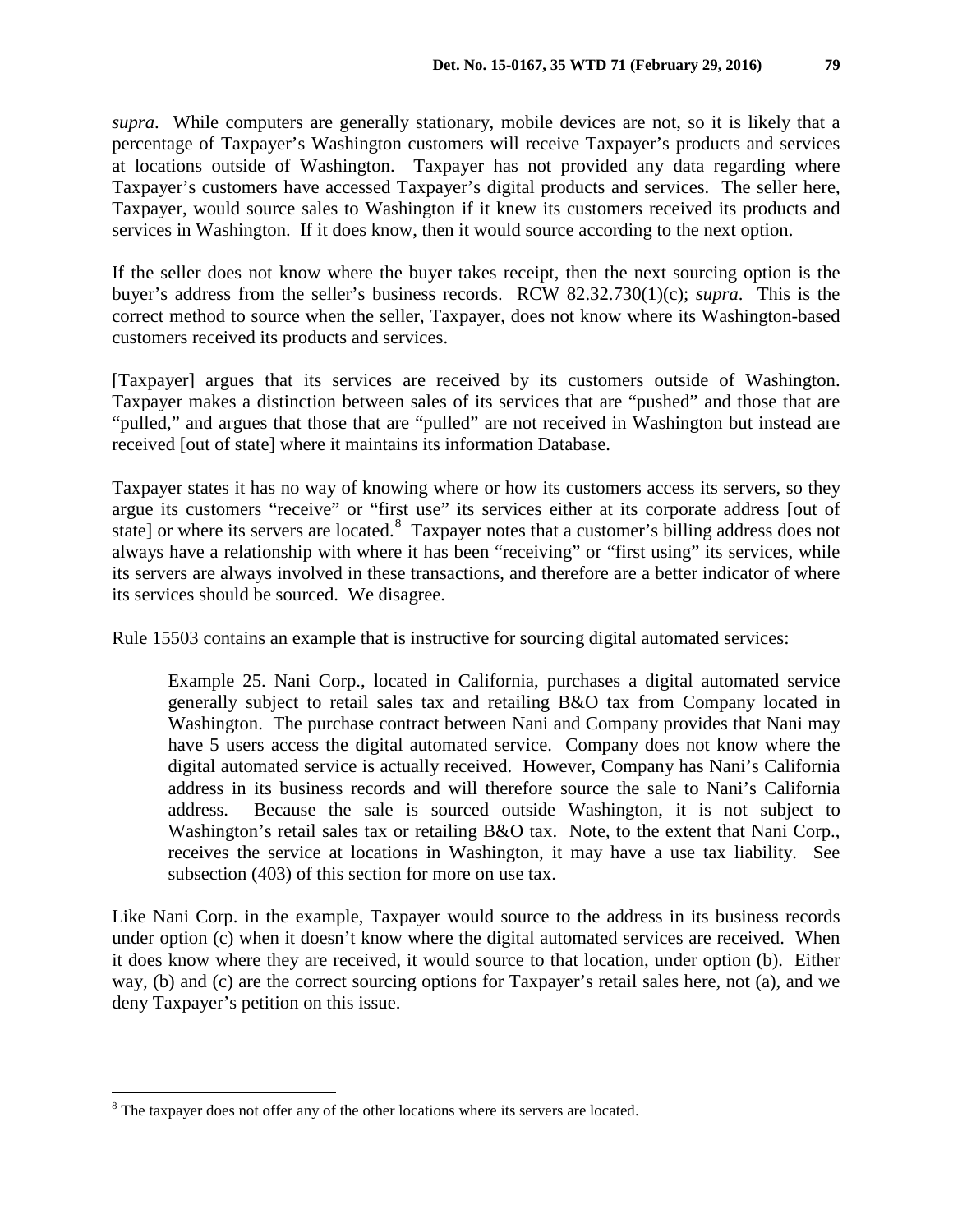*supra*. While computers are generally stationary, mobile devices are not, so it is likely that a percentage of Taxpayer's Washington customers will receive Taxpayer's products and services at locations outside of Washington. Taxpayer has not provided any data regarding where Taxpayer's customers have accessed Taxpayer's digital products and services. The seller here, Taxpayer, would source sales to Washington if it knew its customers received its products and services in Washington. If it does know, then it would source according to the next option.

If the seller does not know where the buyer takes receipt, then the next sourcing option is the buyer's address from the seller's business records. RCW 82.32.730(1)(c); *supra*. This is the correct method to source when the seller, Taxpayer, does not know where its Washington-based customers received its products and services.

[Taxpayer] argues that its services are received by its customers outside of Washington. Taxpayer makes a distinction between sales of its services that are "pushed" and those that are "pulled," and argues that those that are "pulled" are not received in Washington but instead are received [out of state] where it maintains its information Database.

Taxpayer states it has no way of knowing where or how its customers access its servers, so they argue its customers "receive" or "first use" its services either at its corporate address [out of state] or where its servers are located.[8] Taxpayer notes that a customer's billing address does not always have a relationship with where it has been "receiving" or "first using" its services, while its servers are always involved in these transactions, and therefore are a better indicator of where its services should be sourced. We disagree.

Rule 15503 contains an example that is instructive for sourcing digital automated services:

> Example 25. Nani Corp., located in California, purchases a digital automated service generally subject to retail sales tax and retailing B&O tax from Company located in Washington. The purchase contract between Nani and Company provides that Nani may have 5 users access the digital automated service. Company does not know where the digital automated service is actually received. However, Company has Nani's California address in its business records and will therefore source the sale to Nani's California address. Because the sale is sourced outside Washington, it is not subject to Washington's retail sales tax or retailing B&O tax. Note, to the extent that Nani Corp., receives the service at locations in Washington, it may have a use tax liability. See subsection (403) of this section for more on use tax.

Like Nani Corp. in the example, Taxpayer would source to the address in its business records under option (c) when it doesn't know where the digital automated services are received. When it does know where they are received, it would source to that location, under option (b). Either way, (b) and (c) are the correct sourcing options for Taxpayer's retail sales here, not (a), and we deny Taxpayer's petition on this issue.

---

[8] The taxpayer does not offer any of the other locations where its servers are located.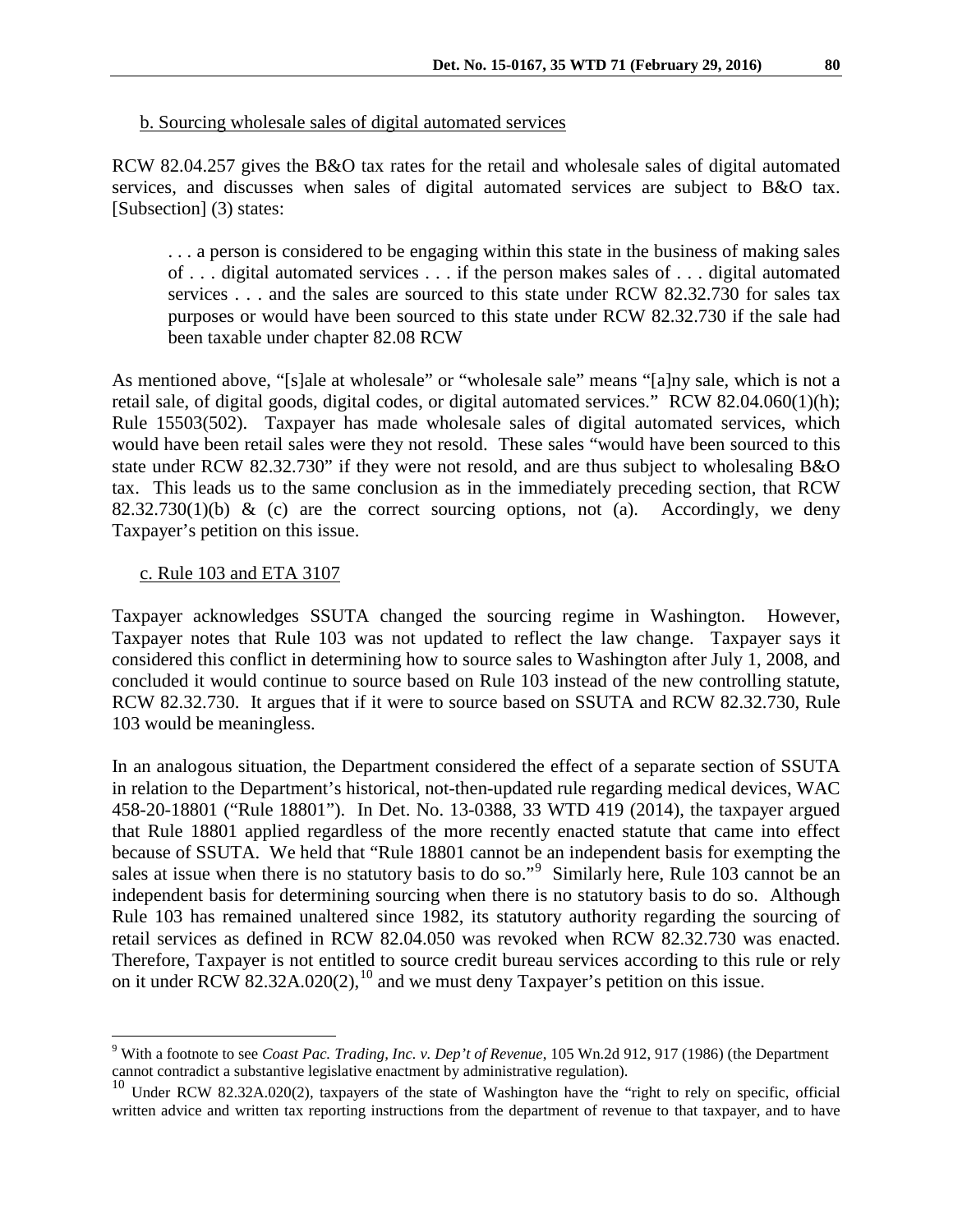b. Sourcing wholesale sales of digital automated services

RCW 82.04.257 gives the B&O tax rates for the retail and wholesale sales of digital automated services, and discusses when sales of digital automated services are subject to B&O tax. [Subsection] (3) states:

> . . . a person is considered to be engaging within this state in the business of making sales of . . . digital automated services . . . if the person makes sales of . . . digital automated services . . . and the sales are sourced to this state under RCW 82.32.730 for sales tax purposes or would have been sourced to this state under RCW 82.32.730 if the sale had been taxable under chapter 82.08 RCW

As mentioned above, "[s]ale at wholesale" or "wholesale sale" means "[a]ny sale, which is not a retail sale, of digital goods, digital codes, or digital automated services." RCW 82.04.060(1)(h); Rule 15503(502). Taxpayer has made wholesale sales of digital automated services, which would have been retail sales were they not resold. These sales "would have been sourced to this state under RCW 82.32.730" if they were not resold, and are thus subject to wholesaling B&O tax. This leads us to the same conclusion as in the immediately preceding section, that RCW 82.32.730(1)(b) & (c) are the correct sourcing options, not (a). Accordingly, we deny Taxpayer's petition on this issue.

c. Rule 103 and ETA 3107

Taxpayer acknowledges SSUTA changed the sourcing regime in Washington. However, Taxpayer notes that Rule 103 was not updated to reflect the law change. Taxpayer says it considered this conflict in determining how to source sales to Washington after July 1, 2008, and concluded it would continue to source based on Rule 103 instead of the new controlling statute, RCW 82.32.730. It argues that if it were to source based on SSUTA and RCW 82.32.730, Rule 103 would be meaningless.

In an analogous situation, the Department considered the effect of a separate section of SSUTA in relation to the Department's historical, not-then-updated rule regarding medical devices, WAC 458-20-18801 ("Rule 18801"). In Det. No. 13-0388, 33 WTD 419 (2014), the taxpayer argued that Rule 18801 applied regardless of the more recently enacted statute that came into effect because of SSUTA. We held that "Rule 18801 cannot be an independent basis for exempting the sales at issue when there is no statutory basis to do so."[9] Similarly here, Rule 103 cannot be an independent basis for determining sourcing when there is no statutory basis to do so. Although Rule 103 has remained unaltered since 1982, its statutory authority regarding the sourcing of retail services as defined in RCW 82.04.050 was revoked when RCW 82.32.730 was enacted. Therefore, Taxpayer is not entitled to source credit bureau services according to this rule or rely on it under RCW 82.32A.020(2),[10] and we must deny Taxpayer's petition on this issue.

---

[9] With a footnote to see *Coast Pac. Trading, Inc. v. Dep't of Revenue*, 105 Wn.2d 912, 917 (1986) (the Department cannot contradict a substantive legislative enactment by administrative regulation).

[10] Under RCW 82.32A.020(2), taxpayers of the state of Washington have the "right to rely on specific, official written advice and written tax reporting instructions from the department of revenue to that taxpayer, and to have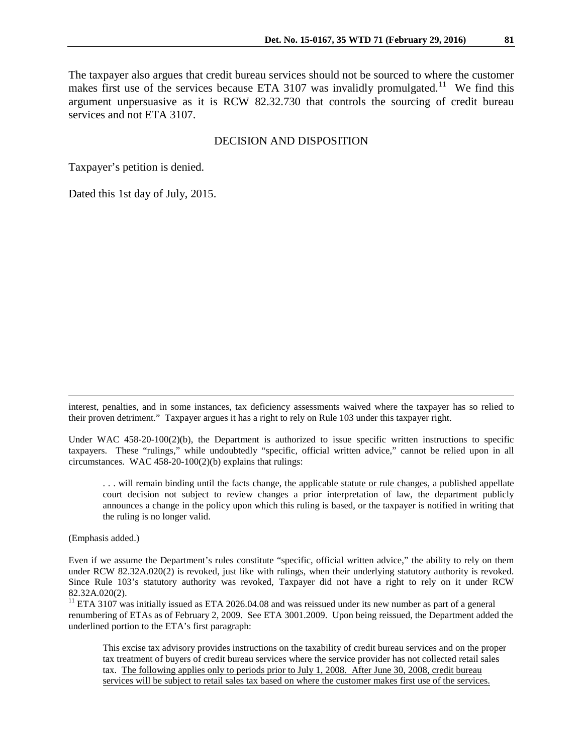The taxpayer also argues that credit bureau services should not be sourced to where the customer makes first use of the services because ETA 3107 was invalidly promulgated.[11] We find this argument unpersuasive as it is RCW 82.32.730 that controls the sourcing of credit bureau services and not ETA 3107.

## DECISION AND DISPOSITION

Taxpayer's petition is denied.

Dated this 1st day of July, 2015.

---

interest, penalties, and in some instances, tax deficiency assessments waived where the taxpayer has so relied to their proven detriment." Taxpayer argues it has a right to rely on Rule 103 under this taxpayer right.

Under WAC 458-20-100(2)(b), the Department is authorized to issue specific written instructions to specific taxpayers. These "rulings," while undoubtedly "specific, official written advice," cannot be relied upon in all circumstances. WAC 458-20-100(2)(b) explains that rulings:

> . . . will remain binding until the facts change, <u>the applicable statute or rule changes</u>, a published appellate court decision not subject to review changes a prior interpretation of law, the department publicly announces a change in the policy upon which this ruling is based, or the taxpayer is notified in writing that the ruling is no longer valid.

(Emphasis added.)

Even if we assume the Department's rules constitute "specific, official written advice," the ability to rely on them under RCW 82.32A.020(2) is revoked, just like with rulings, when their underlying statutory authority is revoked. Since Rule 103's statutory authority was revoked, Taxpayer did not have a right to rely on it under RCW 82.32A.020(2).

[11] ETA 3107 was initially issued as ETA 2026.04.08 and was reissued under its new number as part of a general renumbering of ETAs as of February 2, 2009. See ETA 3001.2009. Upon being reissued, the Department added the underlined portion to the ETA's first paragraph:

> This excise tax advisory provides instructions on the taxability of credit bureau services and on the proper tax treatment of buyers of credit bureau services where the service provider has not collected retail sales tax. <u>The following applies only to periods prior to July 1, 2008. After June 30, 2008, credit bureau services will be subject to retail sales tax based on where the customer makes first use of the services.</u>